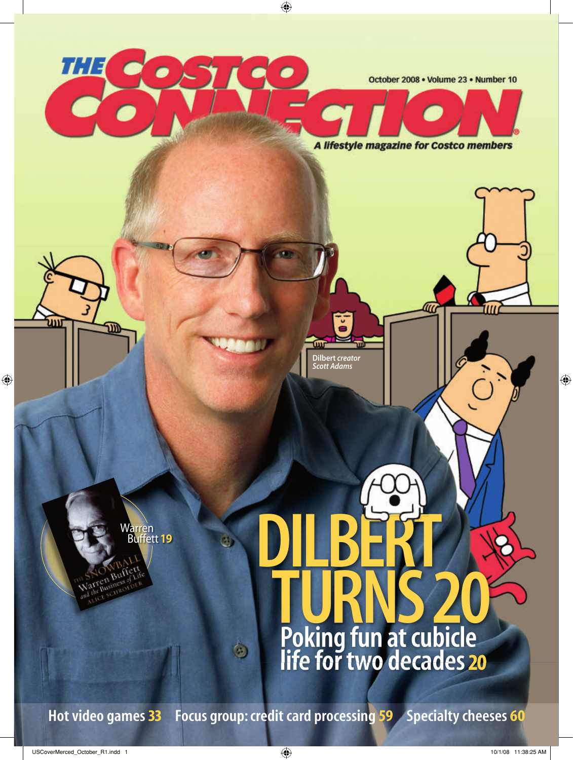# THE COSTCO CONNECTION

October 2008 • Volume 23 • Number 10

*A lifestyle magazine for Costco members*

Dilbert *creator* *Scott Adams*

# DILBERT TURNS 20

## Poking fun at cubicle life for two decades 20

Warren Buffett 19

THE SNOWBALL
Warren Buffett and the Business of Life
ALICE SCHROEDER

Hot video games 33 Focus group: credit card processing 59 Specialty cheeses 60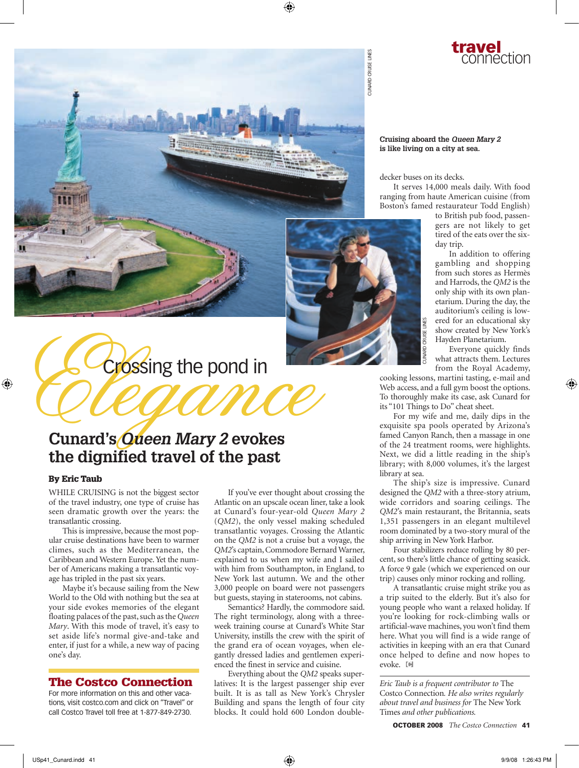# Crossing the pond in Elegance

## Cunard's *Queen Mary 2* evokes the dignified travel of the past

**By Eric Taub**

WHILE CRUISING is not the biggest sector of the travel industry, one type of cruise has seen dramatic growth over the years: the transatlantic crossing.

This is impressive, because the most popular cruise destinations have been to warmer climes, such as the Mediterranean, the Caribbean and Western Europe. Yet the number of Americans making a transatlantic voyage has tripled in the past six years.

Maybe it's because sailing from the New World to the Old with nothing but the sea at your side evokes memories of the elegant floating palaces of the past, such as the *Queen Mary*. With this mode of travel, it's easy to set aside life's normal give-and-take and enter, if just for a while, a new way of pacing one's day.

If you've ever thought about crossing the Atlantic on an upscale ocean liner, take a look at Cunard's four-year-old *Queen Mary 2* (*QM2*), the only vessel making scheduled transatlantic voyages. Crossing the Atlantic on the *QM2* is not a cruise but a voyage, the *QM2*'s captain, Commodore Bernard Warner, explained to us when my wife and I sailed with him from Southampton, in England, to New York last autumn. We and the other 3,000 people on board were not passengers but guests, staying in staterooms, not cabins.

Semantics? Hardly, the commodore said. The right terminology, along with a three-week training course at Cunard's White Star University, instills the crew with the spirit of the grand era of ocean voyages, when elegantly dressed ladies and gentlemen experienced the finest in service and cuisine.

Everything about the *QM2* speaks superlatives: It is the largest passenger ship ever built. It is as tall as New York's Chrysler Building and spans the length of four city blocks. It could hold 600 London double-decker buses on its decks.

It serves 14,000 meals daily. With food ranging from haute American cuisine (from Boston's famed restaurateur Todd English) to British pub food, passengers are not likely to get tired of the eats over the six-day trip.

In addition to offering gambling and shopping from such stores as Hermès and Harrods, the *QM2* is the only ship with its own planetarium. During the day, the auditorium's ceiling is lowered for an educational sky show created by New York's Hayden Planetarium.

Everyone quickly finds what attracts them. Lectures from the Royal Academy, cooking lessons, martini tasting, e-mail and Web access, and a full gym boost the options. To thoroughly make its case, ask Cunard for its "101 Things to Do" cheat sheet.

For my wife and me, daily dips in the exquisite spa pools operated by Arizona's famed Canyon Ranch, then a massage in one of the 24 treatment rooms, were highlights. Next, we did a little reading in the ship's library; with 8,000 volumes, it's the largest library at sea.

The ship's size is impressive. Cunard designed the *QM2* with a three-story atrium, wide corridors and soaring ceilings. The *QM2*'s main restaurant, the Britannia, seats 1,351 passengers in an elegant multilevel room dominated by a two-story mural of the ship arriving in New York Harbor.

Four stabilizers reduce rolling by 80 percent, so there's little chance of getting seasick. A force 9 gale (which we experienced on our trip) causes only minor rocking and rolling.

A transatlantic cruise might strike you as a trip suited to the elderly. But it's also for young people who want a relaxed holiday. If you're looking for rock-climbing walls or artificial-wave machines, you won't find them here. What you will find is a wide range of activities in keeping with an era that Cunard once helped to define and now hopes to evoke.

Cruising aboard the *Queen Mary 2* is like living on a city at sea.

CUNARD CRUISE LINES

CUNARD CRUISE LINES

### The Costco Connection

For more information on this and other vacations, visit costco.com and click on "Travel" or call Costco Travel toll free at 1-877-849-2730.

*Eric Taub is a frequent contributor to* The Costco Connection. *He also writes regularly about travel and business for* The New York Times *and other publications.*